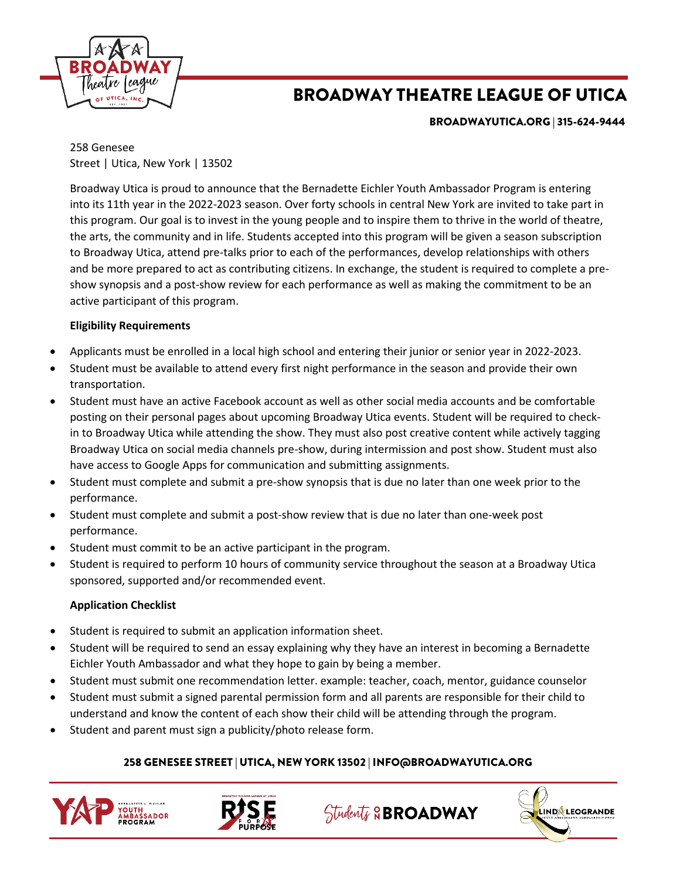# BROADWAY THEATRE LEAGUE OF UTICA

BROADWAYUTICA.ORG | 315-624-9444

258 Genesee Street | Utica, New York | 13502

Broadway Utica is proud to announce that the Bernadette Eichler Youth Ambassador Program is entering into its 11th year in the 2022-2023 season. Over forty schools in central New York are invited to take part in this program. Our goal is to invest in the young people and to inspire them to thrive in the world of theatre, the arts, the community and in life. Students accepted into this program will be given a season subscription to Broadway Utica, attend pre-talks prior to each of the performances, develop relationships with others and be more prepared to act as contributing citizens. In exchange, the student is required to complete a pre-show synopsis and a post-show review for each performance as well as making the commitment to be an active participant of this program.

**Eligibility Requirements**

- Applicants must be enrolled in a local high school and entering their junior or senior year in 2022-2023.
- Student must be available to attend every first night performance in the season and provide their own transportation.
- Student must have an active Facebook account as well as other social media accounts and be comfortable posting on their personal pages about upcoming Broadway Utica events. Student will be required to check-in to Broadway Utica while attending the show. They must also post creative content while actively tagging Broadway Utica on social media channels pre-show, during intermission and post show. Student must also have access to Google Apps for communication and submitting assignments.
- Student must complete and submit a pre-show synopsis that is due no later than one week prior to the performance.
- Student must complete and submit a post-show review that is due no later than one-week post performance.
- Student must commit to be an active participant in the program.
- Student is required to perform 10 hours of community service throughout the season at a Broadway Utica sponsored, supported and/or recommended event.

**Application Checklist**

- Student is required to submit an application information sheet.
- Student will be required to send an essay explaining why they have an interest in becoming a Bernadette Eichler Youth Ambassador and what they hope to gain by being a member.
- Student must submit one recommendation letter. example: teacher, coach, mentor, guidance counselor
- Student must submit a signed parental permission form and all parents are responsible for their child to understand and know the content of each show their child will be attending through the program.
- Student and parent must sign a publicity/photo release form.

258 GENESEE STREET | UTICA, NEW YORK 13502 | INFO@BROADWAYUTICA.ORG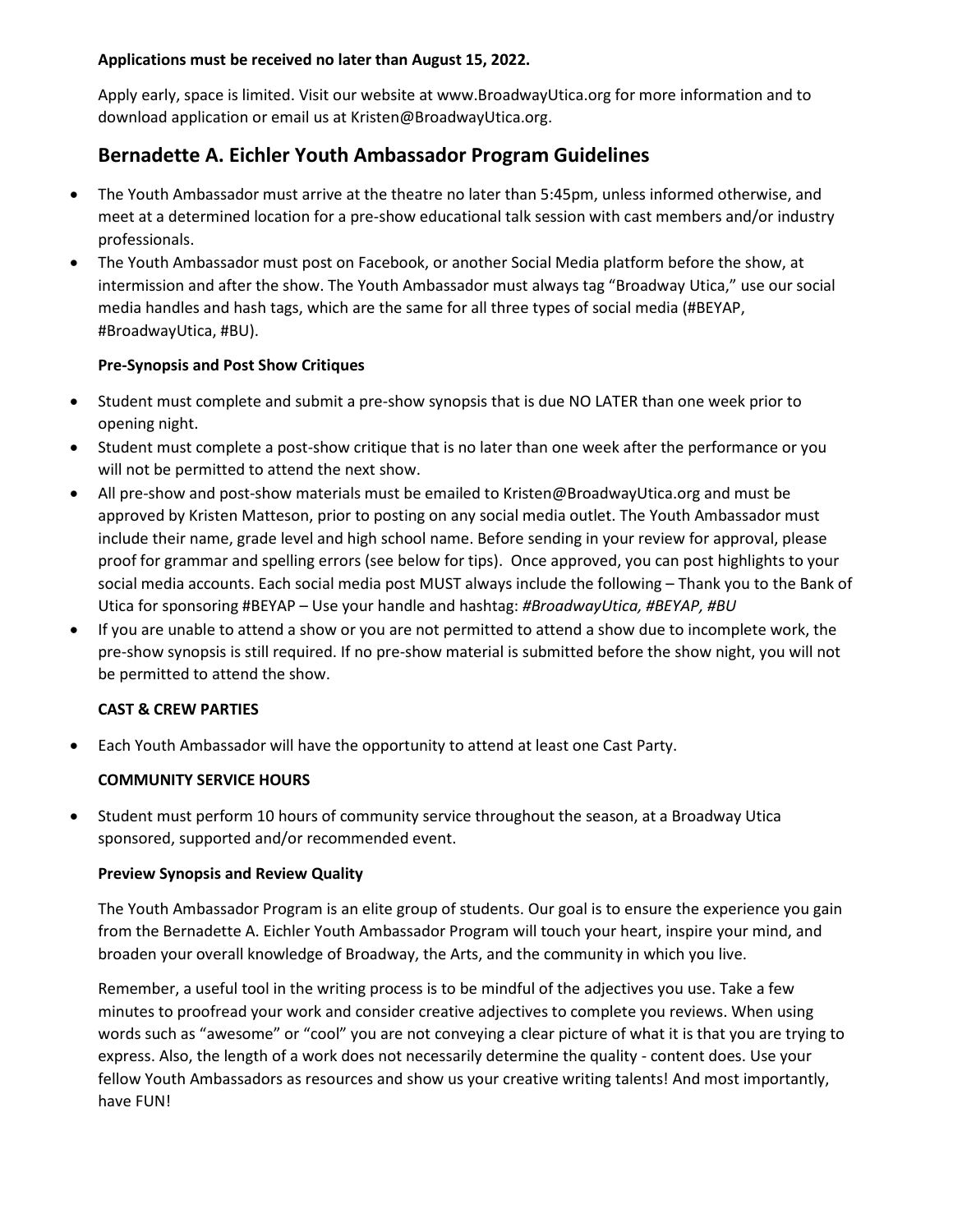**Applications must be received no later than August 15, 2022.**

Apply early, space is limited. Visit our website at www.BroadwayUtica.org for more information and to download application or email us at Kristen@BroadwayUtica.org.

## Bernadette A. Eichler Youth Ambassador Program Guidelines

- The Youth Ambassador must arrive at the theatre no later than 5:45pm, unless informed otherwise, and meet at a determined location for a pre-show educational talk session with cast members and/or industry professionals.
- The Youth Ambassador must post on Facebook, or another Social Media platform before the show, at intermission and after the show. The Youth Ambassador must always tag "Broadway Utica," use our social media handles and hash tags, which are the same for all three types of social media (#BEYAP, #BroadwayUtica, #BU).

**Pre-Synopsis and Post Show Critiques**

- Student must complete and submit a pre-show synopsis that is due NO LATER than one week prior to opening night.
- Student must complete a post-show critique that is no later than one week after the performance or you will not be permitted to attend the next show.
- All pre-show and post-show materials must be emailed to Kristen@BroadwayUtica.org and must be approved by Kristen Matteson, prior to posting on any social media outlet. The Youth Ambassador must include their name, grade level and high school name. Before sending in your review for approval, please proof for grammar and spelling errors (see below for tips). Once approved, you can post highlights to your social media accounts. Each social media post MUST always include the following – Thank you to the Bank of Utica for sponsoring #BEYAP – Use your handle and hashtag: *#BroadwayUtica, #BEYAP, #BU*
- If you are unable to attend a show or you are not permitted to attend a show due to incomplete work, the pre-show synopsis is still required. If no pre-show material is submitted before the show night, you will not be permitted to attend the show.

**CAST & CREW PARTIES**

- Each Youth Ambassador will have the opportunity to attend at least one Cast Party.

**COMMUNITY SERVICE HOURS**

- Student must perform 10 hours of community service throughout the season, at a Broadway Utica sponsored, supported and/or recommended event.

**Preview Synopsis and Review Quality**

The Youth Ambassador Program is an elite group of students. Our goal is to ensure the experience you gain from the Bernadette A. Eichler Youth Ambassador Program will touch your heart, inspire your mind, and broaden your overall knowledge of Broadway, the Arts, and the community in which you live.

Remember, a useful tool in the writing process is to be mindful of the adjectives you use. Take a few minutes to proofread your work and consider creative adjectives to complete you reviews. When using words such as "awesome" or "cool" you are not conveying a clear picture of what it is that you are trying to express. Also, the length of a work does not necessarily determine the quality - content does. Use your fellow Youth Ambassadors as resources and show us your creative writing talents! And most importantly, have FUN!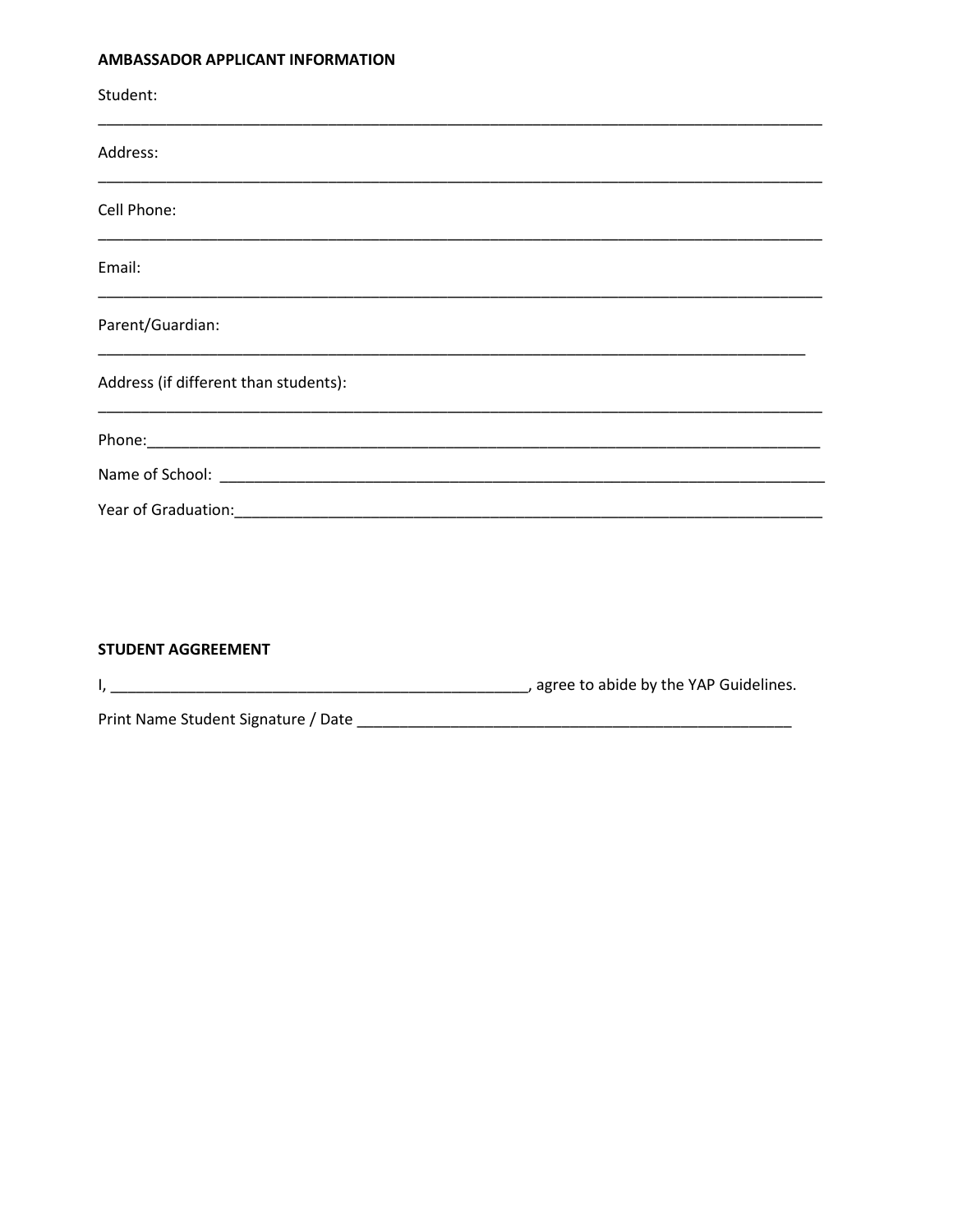**AMBASSADOR APPLICANT INFORMATION**

Student:

_________________________________________________________________________________

Address:

_________________________________________________________________________________

Cell Phone:

_________________________________________________________________________________

Email:

_________________________________________________________________________________

Parent/Guardian:

_________________________________________________________________________________

Address (if different than students):

_________________________________________________________________________________

Phone:___________________________________________________________________________

Name of School: ___________________________________________________________________

Year of Graduation:_________________________________________________________________

**STUDENT AGGREEMENT**

I, ______________________________________________, agree to abide by the YAP Guidelines.

Print Name Student Signature / Date ________________________________________________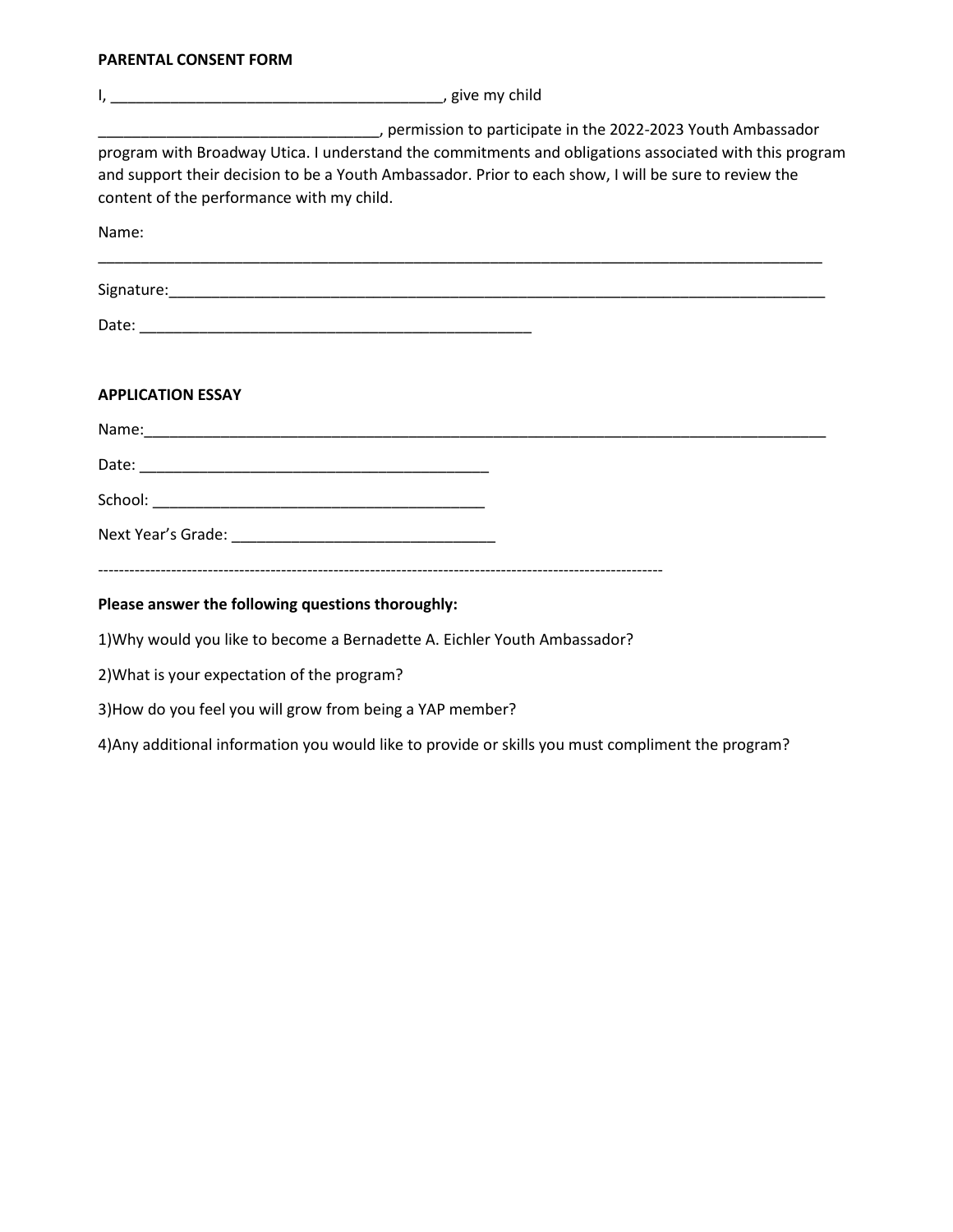**PARENTAL CONSENT FORM**

I, _______________________________________, give my child

_________________________________, permission to participate in the 2022-2023 Youth Ambassador program with Broadway Utica. I understand the commitments and obligations associated with this program and support their decision to be a Youth Ambassador. Prior to each show, I will be sure to review the content of the performance with my child.

Name:

_____________________________________________________________________________________

Signature:_____________________________________________________________________________

Date: _______________________________________________

**APPLICATION ESSAY**

Name:_________________________________________________________________________________

Date: __________________________________________

School: ________________________________________

Next Year's Grade: _______________________________

-------------------------------------------------------------------------------------------------------------

**Please answer the following questions thoroughly:**

1)Why would you like to become a Bernadette A. Eichler Youth Ambassador?

2)What is your expectation of the program?

3)How do you feel you will grow from being a YAP member?

4)Any additional information you would like to provide or skills you must compliment the program?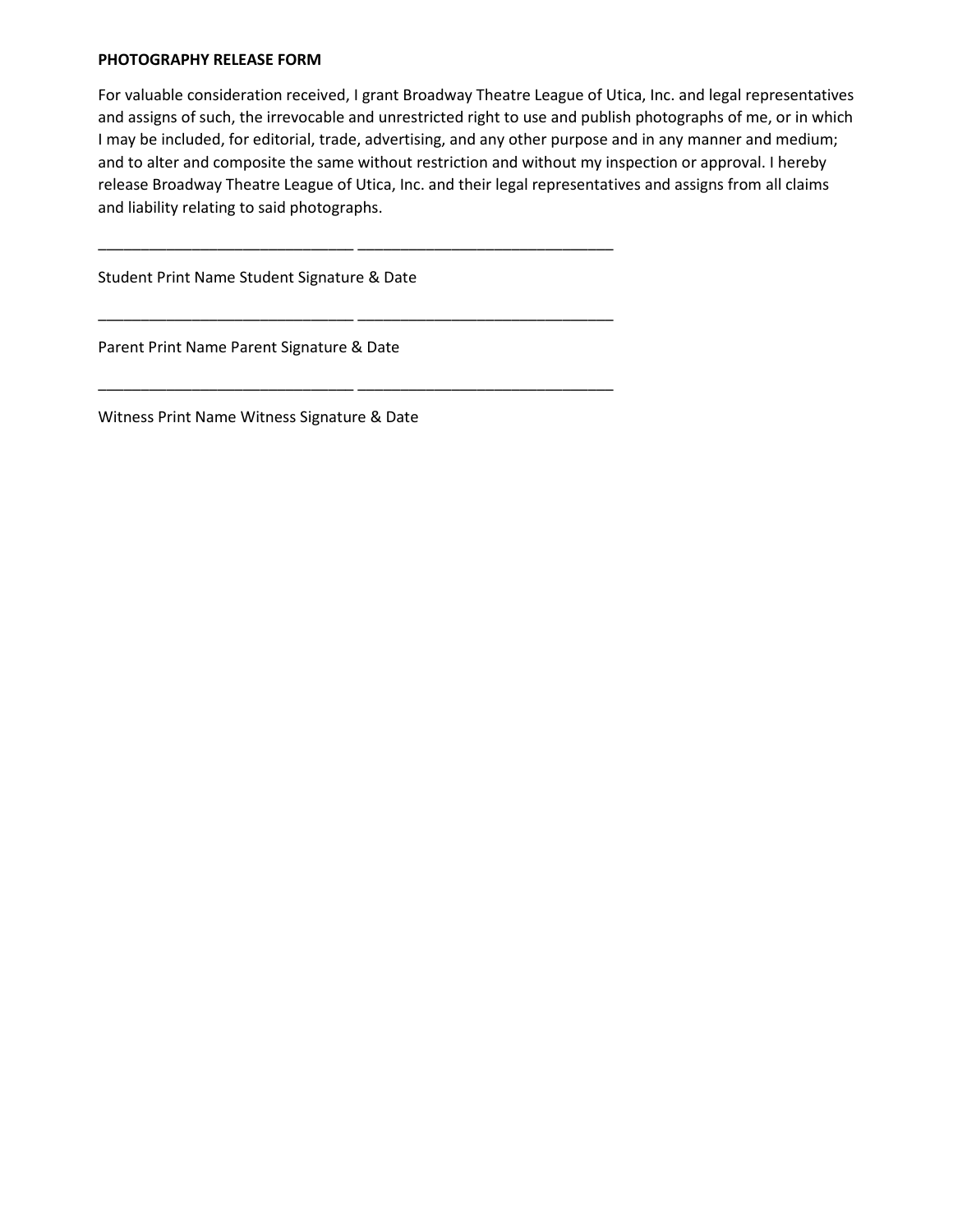**PHOTOGRAPHY RELEASE FORM**

For valuable consideration received, I grant Broadway Theatre League of Utica, Inc. and legal representatives and assigns of such, the irrevocable and unrestricted right to use and publish photographs of me, or in which I may be included, for editorial, trade, advertising, and any other purpose and in any manner and medium; and to alter and composite the same without restriction and without my inspection or approval. I hereby release Broadway Theatre League of Utica, Inc. and their legal representatives and assigns from all claims and liability relating to said photographs.

______________________________ ______________________________

Student Print Name Student Signature & Date

______________________________ ______________________________

Parent Print Name Parent Signature & Date

______________________________ ______________________________

Witness Print Name Witness Signature & Date